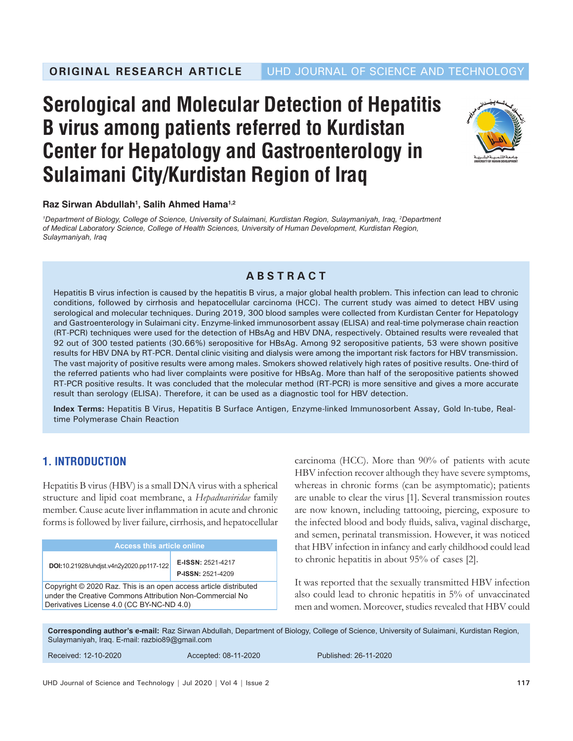ORIGINAL RESEARCH ARTICLE | UHD JOURNAL OF SCIENCE AND TECHNOLOGY

# Serological and Molecular Detection of Hepatitis B virus among patients referred to Kurdistan Center for Hepatology and Gastroenterology in Sulaimani City/Kurdistan Region of Iraq

**Raz Sirwan Abdullah[1], Salih Ahmed Hama[1,2]**

*[1]Department of Biology, College of Science, University of Sulaimani, Kurdistan Region, Sulaymaniyah, Iraq, [2]Department of Medical Laboratory Science, College of Health Sciences, University of Human Development, Kurdistan Region, Sulaymaniyah, Iraq*

## ABSTRACT

Hepatitis B virus infection is caused by the hepatitis B virus, a major global health problem. This infection can lead to chronic conditions, followed by cirrhosis and hepatocellular carcinoma (HCC). The current study was aimed to detect HBV using serological and molecular techniques. During 2019, 300 blood samples were collected from Kurdistan Center for Hepatology and Gastroenterology in Sulaimani city. Enzyme-linked immunosorbent assay (ELISA) and real-time polymerase chain reaction (RT-PCR) techniques were used for the detection of HBsAg and HBV DNA, respectively. Obtained results were revealed that 92 out of 300 tested patients (30.66%) seropositive for HBsAg. Among 92 seropositive patients, 53 were shown positive results for HBV DNA by RT-PCR. Dental clinic visiting and dialysis were among the important risk factors for HBV transmission. The vast majority of positive results were among males. Smokers showed relatively high rates of positive results. One-third of the referred patients who had liver complaints were positive for HBsAg. More than half of the seropositive patients showed RT-PCR positive results. It was concluded that the molecular method (RT-PCR) is more sensitive and gives a more accurate result than serology (ELISA). Therefore, it can be used as a diagnostic tool for HBV detection.

**Index Terms:** Hepatitis B Virus, Hepatitis B Surface Antigen, Enzyme-linked Immunosorbent Assay, Gold In-tube, Real-time Polymerase Chain Reaction

## 1. INTRODUCTION

Hepatitis B virus (HBV) is a small DNA virus with a spherical structure and lipid coat membrane, a *Hepadnaviridae* family member. Cause acute liver inflammation in acute and chronic forms is followed by liver failure, cirrhosis, and hepatocellular carcinoma (HCC). More than 90% of patients with acute HBV infection recover although they have severe symptoms, whereas in chronic forms (can be asymptomatic); patients are unable to clear the virus [1]. Several transmission routes are now known, including tattooing, piercing, exposure to the infected blood and body fluids, saliva, vaginal discharge, and semen, perinatal transmission. However, it was noticed that HBV infection in infancy and early childhood could lead to chronic hepatitis in about 95% of cases [2].

It was reported that the sexually transmitted HBV infection also could lead to chronic hepatitis in 5% of unvaccinated men and women. Moreover, studies revealed that HBV could

| Access this article online | |
|---|---|
| DOI:10.21928/uhdjst.v4n2y2020.pp117-122 | E-ISSN: 2521-4217<br>P-ISSN: 2521-4209 |

Copyright © 2020 Raz. This is an open access article distributed under the Creative Commons Attribution Non-Commercial No Derivatives License 4.0 (CC BY-NC-ND 4.0)

**Corresponding author's e-mail:** Raz Sirwan Abdullah, Department of Biology, College of Science, University of Sulaimani, Kurdistan Region, Sulaymaniyah, Iraq. E-mail: razbio89@gmail.com

Received: 12-10-2020 Accepted: 08-11-2020 Published: 26-11-2020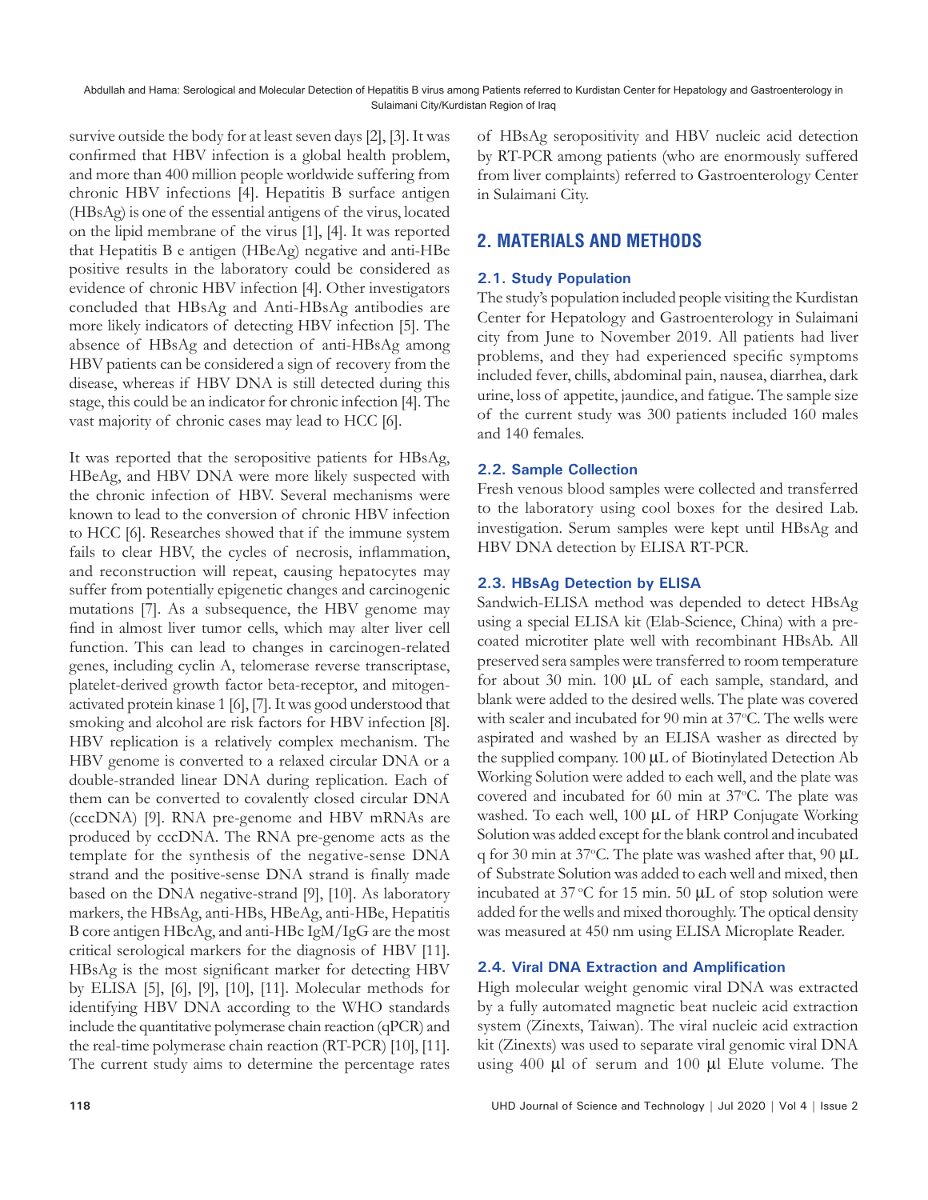survive outside the body for at least seven days [2], [3]. It was confirmed that HBV infection is a global health problem, and more than 400 million people worldwide suffering from chronic HBV infections [4]. Hepatitis B surface antigen (HBsAg) is one of the essential antigens of the virus, located on the lipid membrane of the virus [1], [4]. It was reported that Hepatitis B e antigen (HBeAg) negative and anti-HBe positive results in the laboratory could be considered as evidence of chronic HBV infection [4]. Other investigators concluded that HBsAg and Anti-HBsAg antibodies are more likely indicators of detecting HBV infection [5]. The absence of HBsAg and detection of anti-HBsAg among HBV patients can be considered a sign of recovery from the disease, whereas if HBV DNA is still detected during this stage, this could be an indicator for chronic infection [4]. The vast majority of chronic cases may lead to HCC [6].

It was reported that the seropositive patients for HBsAg, HBeAg, and HBV DNA were more likely suspected with the chronic infection of HBV. Several mechanisms were known to lead to the conversion of chronic HBV infection to HCC [6]. Researches showed that if the immune system fails to clear HBV, the cycles of necrosis, inflammation, and reconstruction will repeat, causing hepatocytes may suffer from potentially epigenetic changes and carcinogenic mutations [7]. As a subsequence, the HBV genome may find in almost liver tumor cells, which may alter liver cell function. This can lead to changes in carcinogen-related genes, including cyclin A, telomerase reverse transcriptase, platelet-derived growth factor beta-receptor, and mitogen-activated protein kinase 1 [6], [7]. It was good understood that smoking and alcohol are risk factors for HBV infection [8]. HBV replication is a relatively complex mechanism. The HBV genome is converted to a relaxed circular DNA or a double-stranded linear DNA during replication. Each of them can be converted to covalently closed circular DNA (cccDNA) [9]. RNA pre-genome and HBV mRNAs are produced by cccDNA. The RNA pre-genome acts as the template for the synthesis of the negative-sense DNA strand and the positive-sense DNA strand is finally made based on the DNA negative-strand [9], [10]. As laboratory markers, the HBsAg, anti-HBs, HBeAg, anti-HBe, Hepatitis B core antigen HBcAg, and anti-HBc IgM/IgG are the most critical serological markers for the diagnosis of HBV [11]. HBsAg is the most significant marker for detecting HBV by ELISA [5], [6], [9], [10], [11]. Molecular methods for identifying HBV DNA according to the WHO standards include the quantitative polymerase chain reaction (qPCR) and the real-time polymerase chain reaction (RT-PCR) [10], [11]. The current study aims to determine the percentage rates of HBsAg seropositivity and HBV nucleic acid detection by RT-PCR among patients (who are enormously suffered from liver complaints) referred to Gastroenterology Center in Sulaimani City.

## 2. MATERIALS AND METHODS

### 2.1. Study Population

The study's population included people visiting the Kurdistan Center for Hepatology and Gastroenterology in Sulaimani city from June to November 2019. All patients had liver problems, and they had experienced specific symptoms included fever, chills, abdominal pain, nausea, diarrhea, dark urine, loss of appetite, jaundice, and fatigue. The sample size of the current study was 300 patients included 160 males and 140 females.

### 2.2. Sample Collection

Fresh venous blood samples were collected and transferred to the laboratory using cool boxes for the desired Lab. investigation. Serum samples were kept until HBsAg and HBV DNA detection by ELISA RT-PCR.

### 2.3. HBsAg Detection by ELISA

Sandwich-ELISA method was depended to detect HBsAg using a special ELISA kit (Elab-Science, China) with a pre-coated microtiter plate well with recombinant HBsAb. All preserved sera samples were transferred to room temperature for about 30 min. 100 μL of each sample, standard, and blank were added to the desired wells. The plate was covered with sealer and incubated for 90 min at 37°C. The wells were aspirated and washed by an ELISA washer as directed by the supplied company. 100 μL of Biotinylated Detection Ab Working Solution were added to each well, and the plate was covered and incubated for 60 min at 37°C. The plate was washed. To each well, 100 μL of HRP Conjugate Working Solution was added except for the blank control and incubated q for 30 min at 37°C. The plate was washed after that, 90 μL of Substrate Solution was added to each well and mixed, then incubated at 37 °C for 15 min. 50 μL of stop solution were added for the wells and mixed thoroughly. The optical density was measured at 450 nm using ELISA Microplate Reader.

### 2.4. Viral DNA Extraction and Amplification

High molecular weight genomic viral DNA was extracted by a fully automated magnetic beat nucleic acid extraction system (Zinexts, Taiwan). The viral nucleic acid extraction kit (Zinexts) was used to separate viral genomic viral DNA using 400 μl of serum and 100 μl Elute volume. The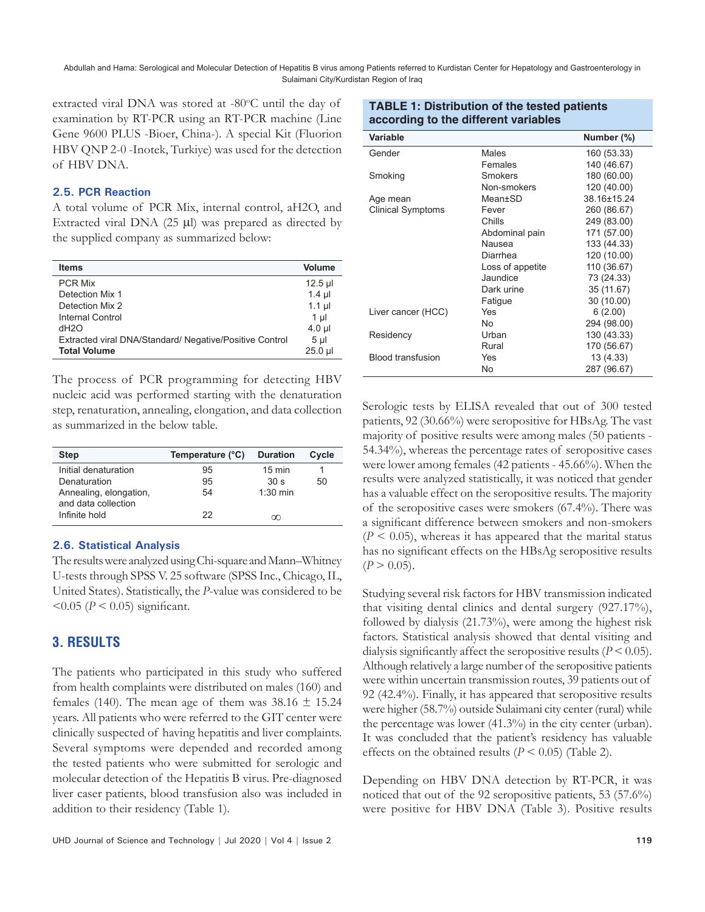extracted viral DNA was stored at -80°C until the day of examination by RT-PCR using an RT-PCR machine (Line Gene 9600 PLUS -Bioer, China-). A special Kit (Fluorion HBV QNP 2-0 -Inotek, Turkiye) was used for the detection of HBV DNA.

### 2.5. PCR Reaction

A total volume of PCR Mix, internal control, aH2O, and Extracted viral DNA (25 µl) was prepared as directed by the supplied company as summarized below:

| Items | Volume |
|---|---|
| PCR Mix | 12.5 µl |
| Detection Mix 1 | 1.4 µl |
| Detection Mix 2 | 1.1 µl |
| Internal Control | 1 µl |
| dH2O | 4.0 µl |
| Extracted viral DNA/Standard/ Negative/Positive Control | 5 µl |
| **Total Volume** | 25.0 µl |

The process of PCR programming for detecting HBV nucleic acid was performed starting with the denaturation step, renaturation, annealing, elongation, and data collection as summarized in the below table.

| Step | Temperature (°C) | Duration | Cycle |
|---|---|---|---|
| Initial denaturation | 95 | 15 min | 1 |
| Denaturation | 95 | 30 s | 50 |
| Annealing, elongation, and data collection | 54 | 1:30 min | |
| Infinite hold | 22 | ∞ | |

### 2.6. Statistical Analysis

The results were analyzed using Chi-square and Mann–Whitney U-tests through SPSS V. 25 software (SPSS Inc., Chicago, IL, United States). Statistically, the *P*-value was considered to be <0.05 ($P < 0.05$) significant.

## 3. RESULTS

The patients who participated in this study who suffered from health complaints were distributed on males (160) and females (140). The mean age of them was 38.16 ± 15.24 years. All patients who were referred to the GIT center were clinically suspected of having hepatitis and liver complaints. Several symptoms were depended and recorded among the tested patients who were submitted for serologic and molecular detection of the Hepatitis B virus. Pre-diagnosed liver caser patients, blood transfusion also was included in addition to their residency (Table 1).

**TABLE 1: Distribution of the tested patients according to the different variables**

| Variable | | Number (%) |
|---|---|---|
| Gender | Males | 160 (53.33) |
| | Females | 140 (46.67) |
| Smoking | Smokers | 180 (60.00) |
| | Non-smokers | 120 (40.00) |
| Age mean | Mean±SD | 38.16±15.24 |
| Clinical Symptoms | Fever | 260 (86.67) |
| | Chills | 249 (83.00) |
| | Abdominal pain | 171 (57.00) |
| | Nausea | 133 (44.33) |
| | Diarrhea | 120 (10.00) |
| | Loss of appetite | 110 (36.67) |
| | Jaundice | 73 (24.33) |
| | Dark urine | 35 (11.67) |
| | Fatigue | 30 (10.00) |
| Liver cancer (HCC) | Yes | 6 (2.00) |
| | No | 294 (98.00) |
| Residency | Urban | 130 (43.33) |
| | Rural | 170 (56.67) |
| Blood transfusion | Yes | 13 (4.33) |
| | No | 287 (96.67) |

Serologic tests by ELISA revealed that out of 300 tested patients, 92 (30.66%) were seropositive for HBsAg. The vast majority of positive results were among males (50 patients - 54.34%), whereas the percentage rates of seropositive cases were lower among females (42 patients - 45.66%). When the results were analyzed statistically, it was noticed that gender has a valuable effect on the seropositive results. The majority of the seropositive cases were smokers (67.4%). There was a significant difference between smokers and non-smokers ($P < 0.05$), whereas it has appeared that the marital status has no significant effects on the HBsAg seropositive results ($P > 0.05$).

Studying several risk factors for HBV transmission indicated that visiting dental clinics and dental surgery (927.17%), followed by dialysis (21.73%), were among the highest risk factors. Statistical analysis showed that dental visiting and dialysis significantly affect the seropositive results ($P < 0.05$). Although relatively a large number of the seropositive patients were within uncertain transmission routes, 39 patients out of 92 (42.4%). Finally, it has appeared that seropositive results were higher (58.7%) outside Sulaimani city center (rural) while the percentage was lower (41.3%) in the city center (urban). It was concluded that the patient's residency has valuable effects on the obtained results ($P < 0.05$) (Table 2).

Depending on HBV DNA detection by RT-PCR, it was noticed that out of the 92 seropositive patients, 53 (57.6%) were positive for HBV DNA (Table 3). Positive results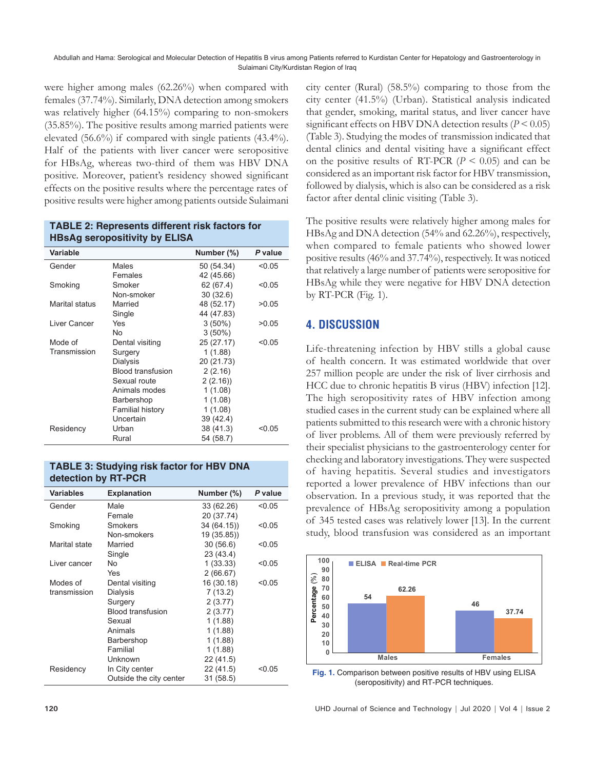were higher among males (62.26%) when compared with females (37.74%). Similarly, DNA detection among smokers was relatively higher (64.15%) comparing to non-smokers (35.85%). The positive results among married patients were elevated (56.6%) if compared with single patients (43.4%). Half of the patients with liver cancer were seropositive for HBsAg, whereas two-third of them was HBV DNA positive. Moreover, patient's residency showed significant effects on the positive results where the percentage rates of positive results were higher among patients outside Sulaimani city center (Rural) (58.5%) comparing to those from the city center (41.5%) (Urban). Statistical analysis indicated that gender, smoking, marital status, and liver cancer have significant effects on HBV DNA detection results ($P < 0.05$) (Table 3). Studying the modes of transmission indicated that dental clinics and dental visiting have a significant effect on the positive results of RT-PCR ($P < 0.05$) and can be considered as an important risk factor for HBV transmission, followed by dialysis, which is also can be considered as a risk factor after dental clinic visiting (Table 3).

**TABLE 2: Represents different risk factors for HBsAg seropositivity by ELISA**

| Variable | | Number (%) | *P* value |
|---|---|---|---|
| Gender | Males | 50 (54.34) | <0.05 |
| | Females | 42 (45.66) | |
| Smoking | Smoker | 62 (67.4) | <0.05 |
| | Non-smoker | 30 (32.6) | |
| Marital status | Married | 48 (52.17) | >0.05 |
| | Single | 44 (47.83) | |
| Liver Cancer | Yes | 3 (50%) | >0.05 |
| | No | 3 (50%) | |
| Mode of Transmission | Dental visiting | 25 (27.17) | <0.05 |
| | Surgery | 1 (1.88) | |
| | Dialysis | 20 (21.73) | |
| | Blood transfusion | 2 (2.16) | |
| | Sexual route | 2 (2.16)) | |
| | Animals modes | 1 (1.08) | |
| | Barbershop | 1 (1.08) | |
| | Familial history | 1 (1.08) | |
| | Uncertain | 39 (42.4) | |
| Residency | Urban | 38 (41.3) | <0.05 |
| | Rural | 54 (58.7) | |

**TABLE 3: Studying risk factor for HBV DNA detection by RT-PCR**

| Variables | Explanation | Number (%) | *P* value |
|---|---|---|---|
| Gender | Male | 33 (62.26) | <0.05 |
| | Female | 20 (37.74) | |
| Smoking | Smokers | 34 (64.15)) | <0.05 |
| | Non-smokers | 19 (35.85)) | |
| Marital state | Married | 30 (56.6) | <0.05 |
| | Single | 23 (43.4) | |
| Liver cancer | No | 1 (33.33) | <0.05 |
| | Yes | 2 (66.67) | |
| Modes of transmission | Dental visiting | 16 (30.18) | <0.05 |
| | Dialysis | 7 (13.2) | |
| | Surgery | 2 (3.77) | |
| | Blood transfusion | 2 (3.77) | |
| | Sexual | 1 (1.88) | |
| | Animals | 1 (1.88) | |
| | Barbershop | 1 (1.88) | |
| | Familial | 1 (1.88) | |
| | Unknown | 22 (41.5) | |
| Residency | In City center | 22 (41.5) | <0.05 |
| | Outside the city center | 31 (58.5) | |

The positive results were relatively higher among males for HBsAg and DNA detection (54% and 62.26%), respectively, when compared to female patients who showed lower positive results (46% and 37.74%), respectively. It was noticed that relatively a large number of patients were seropositive for HBsAg while they were negative for HBV DNA detection by RT-PCR (Fig. 1).

## 4. DISCUSSION

Life-threatening infection by HBV stills a global cause of health concern. It was estimated worldwide that over 257 million people are under the risk of liver cirrhosis and HCC due to chronic hepatitis B virus (HBV) infection [12]. The high seropositivity rates of HBV infection among studied cases in the current study can be explained where all patients submitted to this research were with a chronic history of liver problems. All of them were previously referred by their specialist physicians to the gastroenterology center for checking and laboratory investigations. They were suspected of having hepatitis. Several studies and investigators reported a lower prevalence of HBV infections than our observation. In a previous study, it was reported that the prevalence of HBsAg seropositivity among a population of 345 tested cases was relatively lower [13]. In the current study, blood transfusion was considered as an important

| | ELISA (%) | Real-time PCR (%) |
|---|---|---|
| Males | 54 | 62.26 |
| Females | 46 | 37.74 |

**Fig. 1.** Comparison between positive results of HBV using ELISA (seropositivity) and RT-PCR techniques.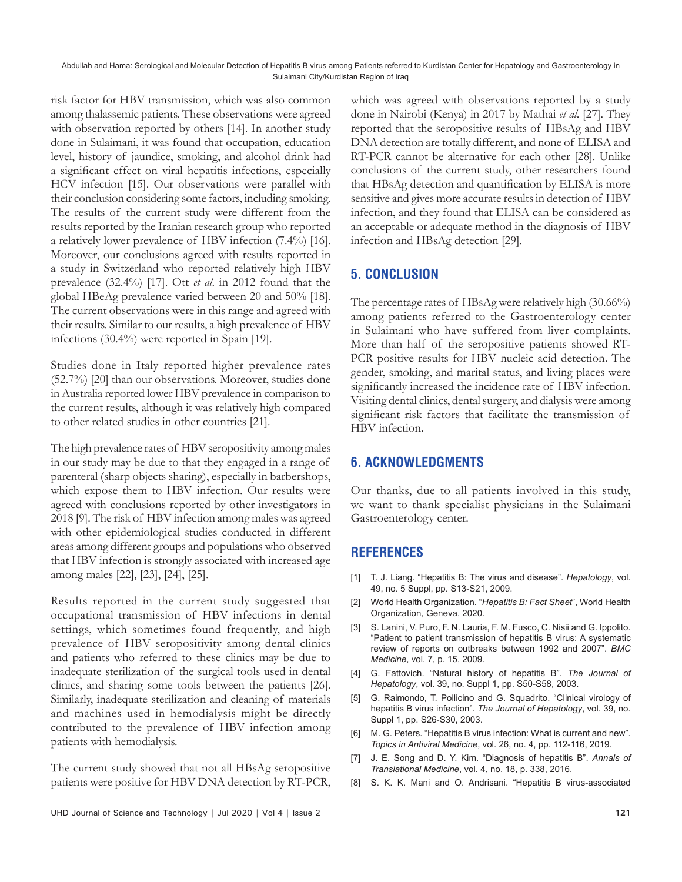risk factor for HBV transmission, which was also common among thalassemic patients. These observations were agreed with observation reported by others [14]. In another study done in Sulaimani, it was found that occupation, education level, history of jaundice, smoking, and alcohol drink had a significant effect on viral hepatitis infections, especially HCV infection [15]. Our observations were parallel with their conclusion considering some factors, including smoking. The results of the current study were different from the results reported by the Iranian research group who reported a relatively lower prevalence of HBV infection (7.4%) [16]. Moreover, our conclusions agreed with results reported in a study in Switzerland who reported relatively high HBV prevalence (32.4%) [17]. Ott *et al.* in 2012 found that the global HBeAg prevalence varied between 20 and 50% [18]. The current observations were in this range and agreed with their results. Similar to our results, a high prevalence of HBV infections (30.4%) were reported in Spain [19].

Studies done in Italy reported higher prevalence rates (52.7%) [20] than our observations. Moreover, studies done in Australia reported lower HBV prevalence in comparison to the current results, although it was relatively high compared to other related studies in other countries [21].

The high prevalence rates of HBV seropositivity among males in our study may be due to that they engaged in a range of parenteral (sharp objects sharing), especially in barbershops, which expose them to HBV infection. Our results were agreed with conclusions reported by other investigators in 2018 [9]. The risk of HBV infection among males was agreed with other epidemiological studies conducted in different areas among different groups and populations who observed that HBV infection is strongly associated with increased age among males [22], [23], [24], [25].

Results reported in the current study suggested that occupational transmission of HBV infections in dental settings, which sometimes found frequently, and high prevalence of HBV seropositivity among dental clinics and patients who referred to these clinics may be due to inadequate sterilization of the surgical tools used in dental clinics, and sharing some tools between the patients [26]. Similarly, inadequate sterilization and cleaning of materials and machines used in hemodialysis might be directly contributed to the prevalence of HBV infection among patients with hemodialysis.

The current study showed that not all HBsAg seropositive patients were positive for HBV DNA detection by RT-PCR, which was agreed with observations reported by a study done in Nairobi (Kenya) in 2017 by Mathai *et al.* [27]. They reported that the seropositive results of HBsAg and HBV DNA detection are totally different, and none of ELISA and RT-PCR cannot be alternative for each other [28]. Unlike conclusions of the current study, other researchers found that HBsAg detection and quantification by ELISA is more sensitive and gives more accurate results in detection of HBV infection, and they found that ELISA can be considered as an acceptable or adequate method in the diagnosis of HBV infection and HBsAg detection [29].

## 5. CONCLUSION

The percentage rates of HBsAg were relatively high (30.66%) among patients referred to the Gastroenterology center in Sulaimani who have suffered from liver complaints. More than half of the seropositive patients showed RT-PCR positive results for HBV nucleic acid detection. The gender, smoking, and marital status, and living places were significantly increased the incidence rate of HBV infection. Visiting dental clinics, dental surgery, and dialysis were among significant risk factors that facilitate the transmission of HBV infection.

## 6. ACKNOWLEDGMENTS

Our thanks, due to all patients involved in this study, we want to thank specialist physicians in the Sulaimani Gastroenterology center.

## REFERENCES

[1] T. J. Liang. "Hepatitis B: The virus and disease". *Hepatology*, vol. 49, no. 5 Suppl, pp. S13-S21, 2009.

[2] World Health Organization. "*Hepatitis B: Fact Sheet*", World Health Organization, Geneva, 2020.

[3] S. Lanini, V. Puro, F. N. Lauria, F. M. Fusco, C. Nisii and G. Ippolito. "Patient to patient transmission of hepatitis B virus: A systematic review of reports on outbreaks between 1992 and 2007". *BMC Medicine*, vol. 7, p. 15, 2009.

[4] G. Fattovich. "Natural history of hepatitis B". *The Journal of Hepatology*, vol. 39, no. Suppl 1, pp. S50-S58, 2003.

[5] G. Raimondo, T. Pollicino and G. Squadrito. "Clinical virology of hepatitis B virus infection". *The Journal of Hepatology*, vol. 39, no. Suppl 1, pp. S26-S30, 2003.

[6] M. G. Peters. "Hepatitis B virus infection: What is current and new". *Topics in Antiviral Medicine*, vol. 26, no. 4, pp. 112-116, 2019.

[7] J. E. Song and D. Y. Kim. "Diagnosis of hepatitis B". *Annals of Translational Medicine*, vol. 4, no. 18, p. 338, 2016.

[8] S. K. K. Mani and O. Andrisani. "Hepatitis B virus-associated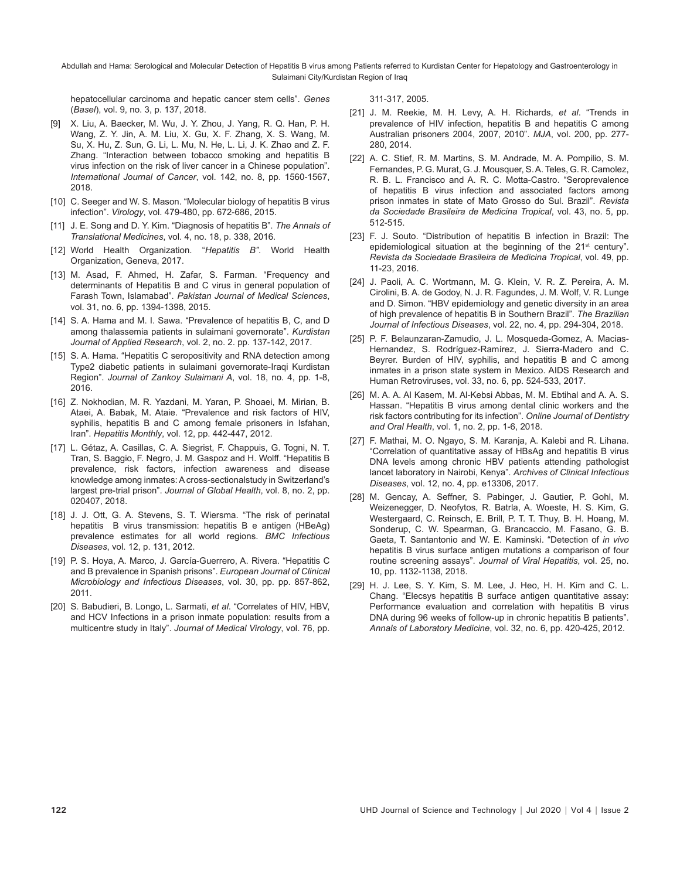hepatocellular carcinoma and hepatic cancer stem cells". *Genes* (*Basel*), vol. 9, no. 3, p. 137, 2018.

[9] X. Liu, A. Baecker, M. Wu, J. Y. Zhou, J. Yang, R. Q. Han, P. H. Wang, Z. Y. Jin, A. M. Liu, X. Gu, X. F. Zhang, X. S. Wang, M. Su, X. Hu, Z. Sun, G. Li, L. Mu, N. He, L. Li, J. K. Zhao and Z. F. Zhang. "Interaction between tobacco smoking and hepatitis B virus infection on the risk of liver cancer in a Chinese population". *International Journal of Cancer*, vol. 142, no. 8, pp. 1560-1567, 2018.

[10] C. Seeger and W. S. Mason. "Molecular biology of hepatitis B virus infection". *Virology*, vol. 479-480, pp. 672-686, 2015.

[11] J. E. Song and D. Y. Kim. "Diagnosis of hepatitis B". *The Annals of Translational Medicines*, vol. 4, no. 18, p. 338, 2016.

[12] World Health Organization. "*Hepatitis B"*. World Health Organization, Geneva, 2017.

[13] M. Asad, F. Ahmed, H. Zafar, S. Farman. "Frequency and determinants of Hepatitis B and C virus in general population of Farash Town, Islamabad". *Pakistan Journal of Medical Sciences*, vol. 31, no. 6, pp. 1394-1398, 2015.

[14] S. A. Hama and M. I. Sawa. "Prevalence of hepatitis B, C, and D among thalassemia patients in sulaimani governorate". *Kurdistan Journal of Applied Research*, vol. 2, no. 2. pp. 137-142, 2017.

[15] S. A. Hama. "Hepatitis C seropositivity and RNA detection among Type2 diabetic patients in sulaimani governorate-Iraqi Kurdistan Region". *Journal of Zankoy Sulaimani A*, vol. 18, no. 4, pp. 1-8, 2016.

[16] Z. Nokhodian, M. R. Yazdani, M. Yaran, P. Shoaei, M. Mirian, B. Ataei, A. Babak, M. Ataie. "Prevalence and risk factors of HIV, syphilis, hepatitis B and C among female prisoners in Isfahan, Iran". *Hepatitis Monthly*, vol. 12, pp. 442-447, 2012.

[17] L. Gétaz, A. Casillas, C. A. Siegrist, F. Chappuis, G. Togni, N. T. Tran, S. Baggio, F. Negro, J. M. Gaspoz and H. Wolff. "Hepatitis B prevalence, risk factors, infection awareness and disease knowledge among inmates: A cross-sectionalstudy in Switzerland's largest pre-trial prison". *Journal of Global Health*, vol. 8, no. 2, pp. 020407, 2018.

[18] J. J. Ott, G. A. Stevens, S. T. Wiersma. "The risk of perinatal hepatitis B virus transmission: hepatitis B e antigen (HBeAg) prevalence estimates for all world regions. *BMC Infectious Diseases*, vol. 12, p. 131, 2012.

[19] P. S. Hoya, A. Marco, J. García-Guerrero, A. Rivera. "Hepatitis C and B prevalence in Spanish prisons". *European Journal of Clinical Microbiology and Infectious Diseases*, vol. 30, pp. pp. 857-862, 2011.

[20] S. Babudieri, B. Longo, L. Sarmati, *et al*. "Correlates of HIV, HBV, and HCV Infections in a prison inmate population: results from a multicentre study in Italy". *Journal of Medical Virology*, vol. 76, pp. 311-317, 2005.

[21] J. M. Reekie, M. H. Levy, A. H. Richards, *et al*. "Trends in prevalence of HIV infection, hepatitis B and hepatitis C among Australian prisoners 2004, 2007, 2010". *MJA*, vol. 200, pp. 277-280, 2014.

[22] A. C. Stief, R. M. Martins, S. M. Andrade, M. A. Pompilio, S. M. Fernandes, P. G. Murat, G. J. Mousquer, S. A. Teles, G. R. Camolez, R. B. L. Francisco and A. R. C. Motta-Castro. "Seroprevalence of hepatitis B virus infection and associated factors among prison inmates in state of Mato Grosso do Sul. Brazil". *Revista da Sociedade Brasileira de Medicina Tropical*, vol. 43, no. 5, pp. 512-515.

[23] F. J. Souto. "Distribution of hepatitis B infection in Brazil: The epidemiological situation at the beginning of the 21st century". *Revista da Sociedade Brasileira de Medicina Tropical*, vol. 49, pp. 11-23, 2016.

[24] J. Paoli, A. C. Wortmann, M. G. Klein, V. R. Z. Pereira, A. M. Cirolini, B. A. de Godoy, N. J. R. Fagundes, J. M. Wolf, V. R. Lunge and D. Simon. "HBV epidemiology and genetic diversity in an area of high prevalence of hepatitis B in Southern Brazil". *The Brazilian Journal of Infectious Diseases*, vol. 22, no. 4, pp. 294-304, 2018.

[25] P. F. Belaunzaran-Zamudio, J. L. Mosqueda-Gomez, A. Macias-Hernandez, S. Rodríguez-Ramírez, J. Sierra-Madero and C. Beyrer. Burden of HIV, syphilis, and hepatitis B and C among inmates in a prison state system in Mexico. AIDS Research and Human Retroviruses, vol. 33, no. 6, pp. 524-533, 2017.

[26] M. A. A. Al Kasem, M. Al-Kebsi Abbas, M. M. Ebtihal and A. A. S. Hassan. "Hepatitis B virus among dental clinic workers and the risk factors contributing for its infection". *Online Journal of Dentistry and Oral Health*, vol. 1, no. 2, pp. 1-6, 2018.

[27] F. Mathai, M. O. Ngayo, S. M. Karanja, A. Kalebi and R. Lihana. "Correlation of quantitative assay of HBsAg and hepatitis B virus DNA levels among chronic HBV patients attending pathologist lancet laboratory in Nairobi, Kenya". *Archives of Clinical Infectious Diseases*, vol. 12, no. 4, pp. e13306, 2017.

[28] M. Gencay, A. Seffner, S. Pabinger, J. Gautier, P. Gohl, M. Weizenegger, D. Neofytos, R. Batrla, A. Woeste, H. S. Kim, G. Westergaard, C. Reinsch, E. Brill, P. T. T. Thuy, B. H. Hoang, M. Sonderup, C. W. Spearman, G. Brancaccio, M. Fasano, G. B. Gaeta, T. Santantonio and W. E. Kaminski. "Detection of *in vivo* hepatitis B virus surface antigen mutations a comparison of four routine screening assays". *Journal of Viral Hepatitis*, vol. 25, no. 10, pp. 1132-1138, 2018.

[29] H. J. Lee, S. Y. Kim, S. M. Lee, J. Heo, H. H. Kim and C. L. Chang. "Elecsys hepatitis B surface antigen quantitative assay: Performance evaluation and correlation with hepatitis B virus DNA during 96 weeks of follow-up in chronic hepatitis B patients". *Annals of Laboratory Medicine*, vol. 32, no. 6, pp. 420-425, 2012.